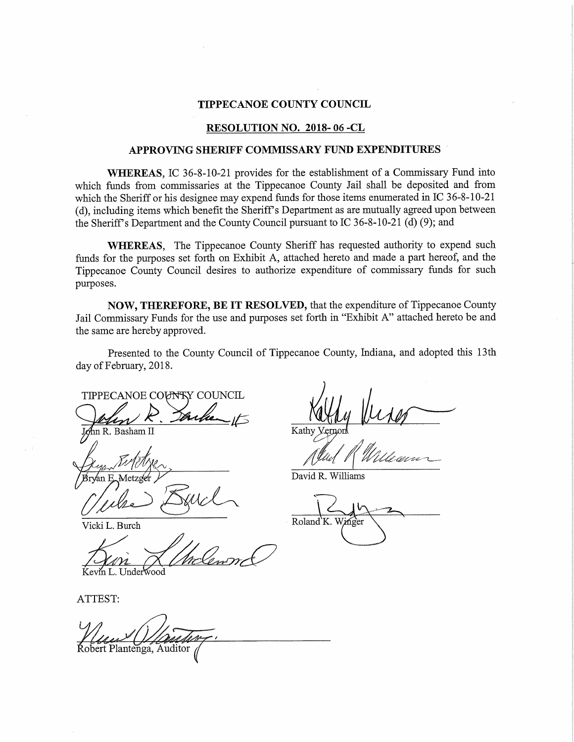# TIPPECANOE COUNTY COUNCIL

## RESOLUTION NO. 2018- 06 -CL

## APPROVING SHERIFF COMMISSARY FUND EXPENDITURES

**WHEREAS**, IC 36-8-10-21 provides for the establishment of a Commissary Fund into which funds from commissaries at the Tippecanoe County Jail shall be deposited and from which the Sheriff or his designee may expend funds for those items enumerated in IC 36-8-10-21 (d), including items which benefit the Sheriff's Department as are mutually agreed upon between the Sheriff's Department and the County Council pursuant to IC 36-8-10-21 (d) (9); and

**WHEREAS**, The Tippecanoe County Sheriff has requested authority to expend such funds for the purposes set forth on Exhibit A, attached hereto and made a part hereof, and the Tippecanoe County Council desires to authorize expenditure of commissary funds for such purposes.

**NOW, THEREFORE, BE IT RESOLVED,** that the expenditure of Tippecanoe County Jail Commissary Funds for the use and purposes set forth in "Exhibit A" attached hereto be and the same are hereby approved.

Presented to the County Council of Tippecanoe County, Indiana, and adopted this 13th day of February, 2018.

TIPPECANOE COUNTY COUNCIL

John R. Basham II

Bryan E. Metzger

Vicki L. Burch

Kevin L. Underwood

Kathy Vernon

David R. Williams

Roland K. Winger

ATTEST:

Robert Plantenga, Auditor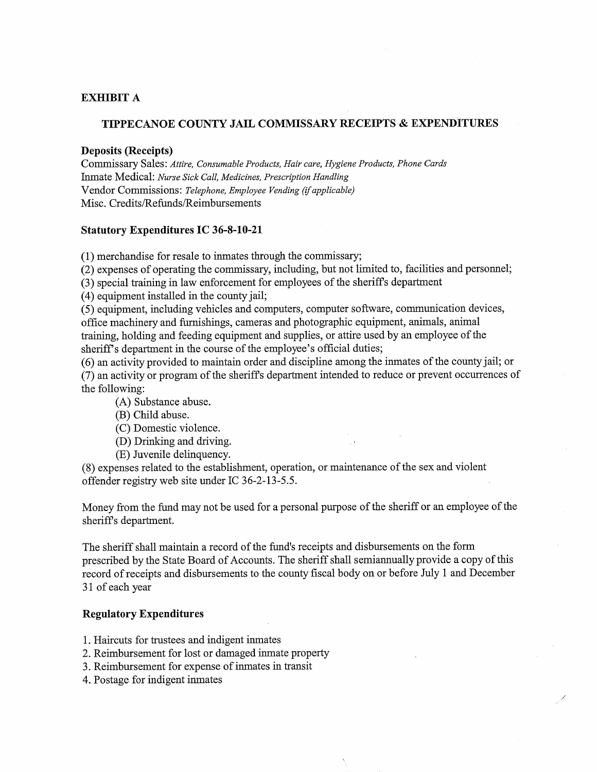**EXHIBIT A**

## TIPPECANOE COUNTY JAIL COMMISSARY RECEIPTS & EXPENDITURES

### Deposits (Receipts)

Commissary Sales: *Attire, Consumable Products, Hair care, Hygiene Products, Phone Cards*
Inmate Medical: *Nurse Sick Call, Medicines, Prescription Handling*
Vendor Commissions: *Telephone, Employee Vending (if applicable)*
Misc. Credits/Refunds/Reimbursements

### Statutory Expenditures IC 36-8-10-21

(1) merchandise for resale to inmates through the commissary;
(2) expenses of operating the commissary, including, but not limited to, facilities and personnel;
(3) special training in law enforcement for employees of the sheriff's department
(4) equipment installed in the county jail;
(5) equipment, including vehicles and computers, computer software, communication devices, office machinery and furnishings, cameras and photographic equipment, animals, animal training, holding and feeding equipment and supplies, or attire used by an employee of the sheriff's department in the course of the employee's official duties;
(6) an activity provided to maintain order and discipline among the inmates of the county jail; or
(7) an activity or program of the sheriff's department intended to reduce or prevent occurrences of the following:
 (A) Substance abuse.
 (B) Child abuse.
 (C) Domestic violence.
 (D) Drinking and driving.
 (E) Juvenile delinquency.
(8) expenses related to the establishment, operation, or maintenance of the sex and violent offender registry web site under IC 36-2-13-5.5.

Money from the fund may not be used for a personal purpose of the sheriff or an employee of the sheriff's department.

The sheriff shall maintain a record of the fund's receipts and disbursements on the form prescribed by the State Board of Accounts. The sheriff shall semiannually provide a copy of this record of receipts and disbursements to the county fiscal body on or before July 1 and December 31 of each year

### Regulatory Expenditures

1. Haircuts for trustees and indigent inmates
2. Reimbursement for lost or damaged inmate property
3. Reimbursement for expense of inmates in transit
4. Postage for indigent inmates